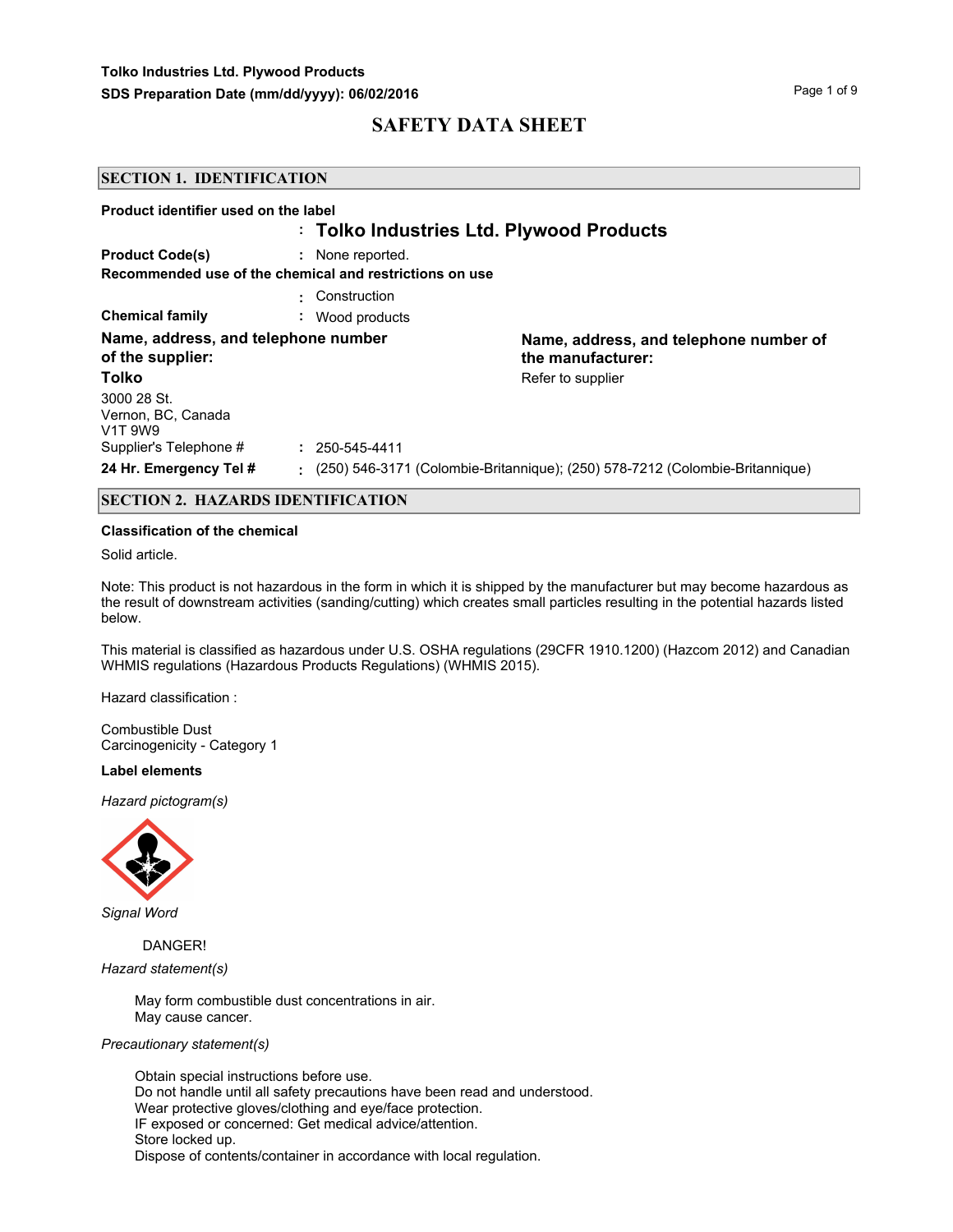Tolko Industries Ltd. Plywood Products
SDS Preparation Date (mm/dd/yyyy): 06/02/2016

# SAFETY DATA SHEET

## SECTION 1. IDENTIFICATION

**Product identifier used on the label**
: **Tolko Industries Ltd. Plywood Products**

**Product Code(s)** : None reported.

**Recommended use of the chemical and restrictions on use**
: Construction

**Chemical family** : Wood products

**Name, address, and telephone number of the supplier:**

**Tolko**
3000 28 St.
Vernon, BC, Canada
V1T 9W9

**Name, address, and telephone number of the manufacturer:**
Refer to supplier

Supplier's Telephone # : 250-545-4411

**24 Hr. Emergency Tel #** : (250) 546-3171 (Colombie-Britannique); (250) 578-7212 (Colombie-Britannique)

## SECTION 2. HAZARDS IDENTIFICATION

**Classification of the chemical**

Solid article.

Note: This product is not hazardous in the form in which it is shipped by the manufacturer but may become hazardous as the result of downstream activities (sanding/cutting) which creates small particles resulting in the potential hazards listed below.

This material is classified as hazardous under U.S. OSHA regulations (29CFR 1910.1200) (Hazcom 2012) and Canadian WHMIS regulations (Hazardous Products Regulations) (WHMIS 2015).

Hazard classification :

Combustible Dust
Carcinogenicity - Category 1

**Label elements**

*Hazard pictogram(s)*

*Signal Word*

DANGER!

*Hazard statement(s)*

May form combustible dust concentrations in air.
May cause cancer.

*Precautionary statement(s)*

Obtain special instructions before use.
Do not handle until all safety precautions have been read and understood.
Wear protective gloves/clothing and eye/face protection.
IF exposed or concerned: Get medical advice/attention.
Store locked up.
Dispose of contents/container in accordance with local regulation.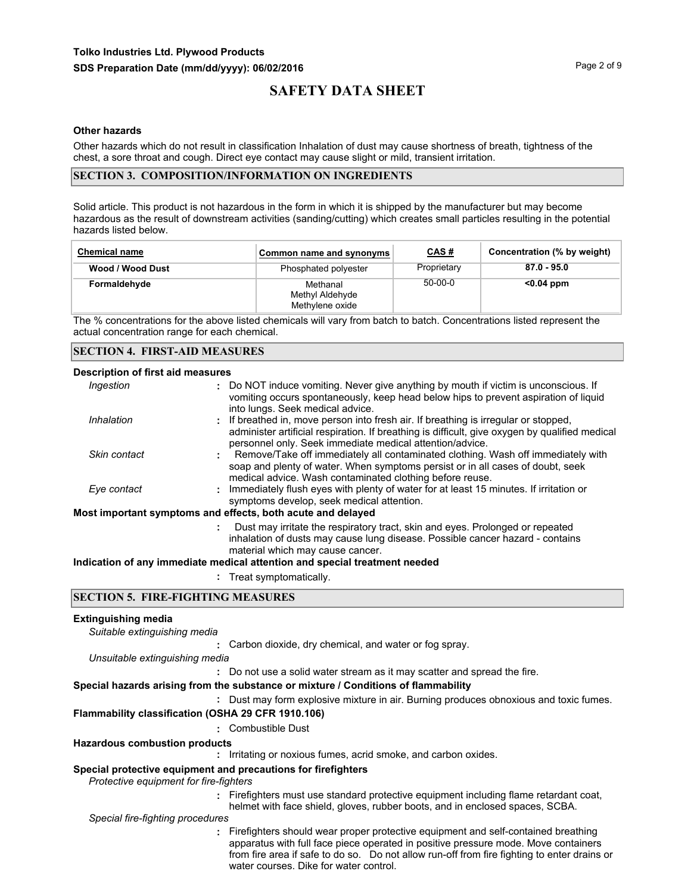**Other hazards**

Other hazards which do not result in classification Inhalation of dust may cause shortness of breath, tightness of the chest, a sore throat and cough. Direct eye contact may cause slight or mild, transient irritation.

## SECTION 3. COMPOSITION/INFORMATION ON INGREDIENTS

Solid article. This product is not hazardous in the form in which it is shipped by the manufacturer but may become hazardous as the result of downstream activities (sanding/cutting) which creates small particles resulting in the potential hazards listed below.

| Chemical name | Common name and synonyms | CAS # | Concentration (% by weight) |
|---|---|---|---|
| **Wood / Wood Dust** | Phosphated polyester | Proprietary | **87.0 - 95.0** |
| **Formaldehyde** | Methanal<br>Methyl Aldehyde<br>Methylene oxide | 50-00-0 | **<0.04 ppm** |

The % concentrations for the above listed chemicals will vary from batch to batch. Concentrations listed represent the actual concentration range for each chemical.

## SECTION 4. FIRST-AID MEASURES

**Description of first aid measures**

*Ingestion* : Do NOT induce vomiting. Never give anything by mouth if victim is unconscious. If vomiting occurs spontaneously, keep head below hips to prevent aspiration of liquid into lungs. Seek medical advice.

*Inhalation* : If breathed in, move person into fresh air. If breathing is irregular or stopped, administer artificial respiration. If breathing is difficult, give oxygen by qualified medical personnel only. Seek immediate medical attention/advice.

*Skin contact* : Remove/Take off immediately all contaminated clothing. Wash off immediately with soap and plenty of water. When symptoms persist or in all cases of doubt, seek medical advice. Wash contaminated clothing before reuse.

*Eye contact* : Immediately flush eyes with plenty of water for at least 15 minutes. If irritation or symptoms develop, seek medical attention.

**Most important symptoms and effects, both acute and delayed**

: Dust may irritate the respiratory tract, skin and eyes. Prolonged or repeated inhalation of dusts may cause lung disease. Possible cancer hazard - contains material which may cause cancer.

**Indication of any immediate medical attention and special treatment needed**

: Treat symptomatically.

## SECTION 5. FIRE-FIGHTING MEASURES

**Extinguishing media**

*Suitable extinguishing media*

: Carbon dioxide, dry chemical, and water or fog spray.

*Unsuitable extinguishing media*

: Do not use a solid water stream as it may scatter and spread the fire.

**Special hazards arising from the substance or mixture / Conditions of flammability**

: Dust may form explosive mixture in air. Burning produces obnoxious and toxic fumes.

**Flammability classification (OSHA 29 CFR 1910.106)**

: Combustible Dust

**Hazardous combustion products**

: Irritating or noxious fumes, acrid smoke, and carbon oxides.

**Special protective equipment and precautions for firefighters**

*Protective equipment for fire-fighters*

: Firefighters must use standard protective equipment including flame retardant coat, helmet with face shield, gloves, rubber boots, and in enclosed spaces, SCBA.

*Special fire-fighting procedures*

: Firefighters should wear proper protective equipment and self-contained breathing apparatus with full face piece operated in positive pressure mode. Move containers from fire area if safe to do so. Do not allow run-off from fire fighting to enter drains or water courses. Dike for water control.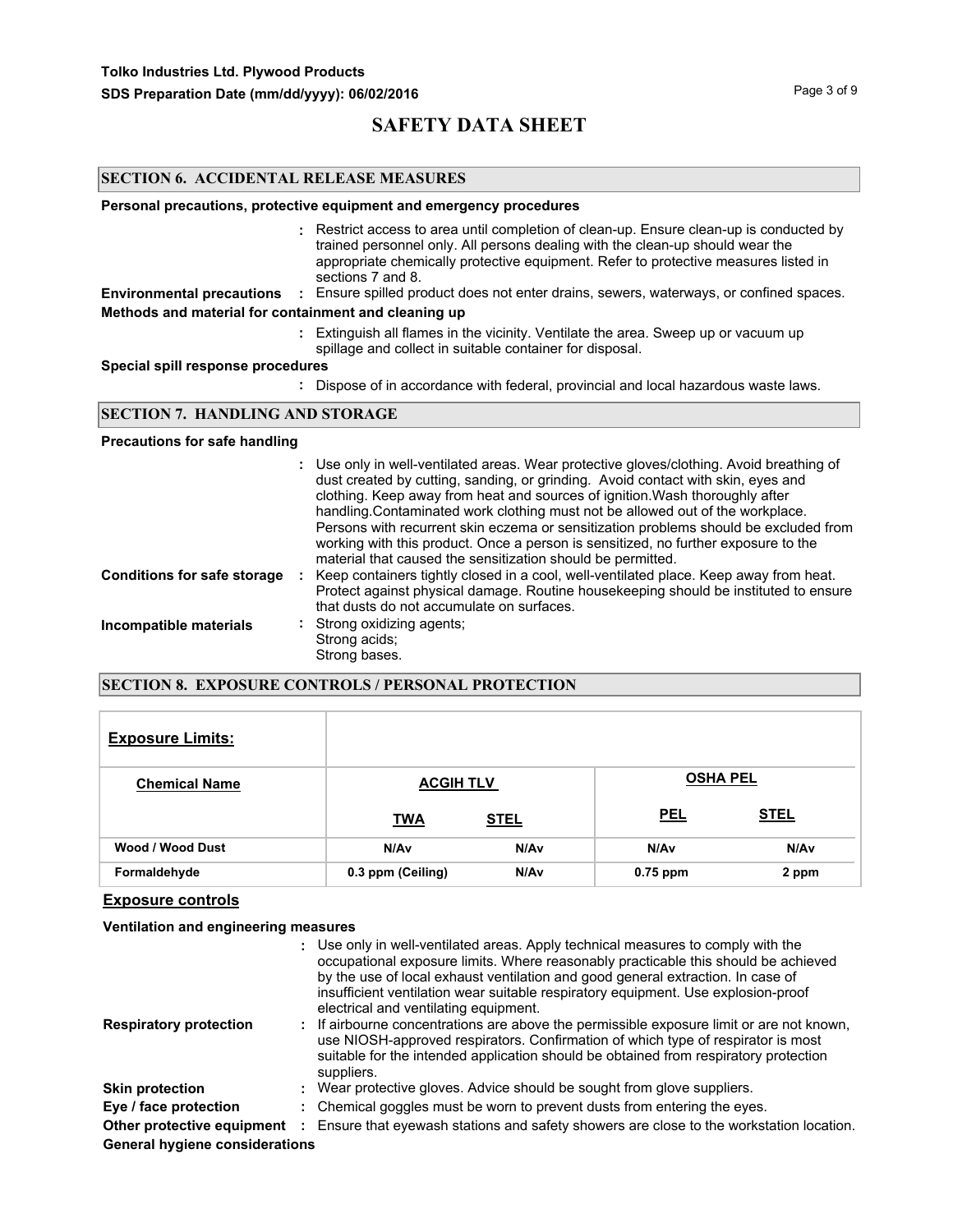## SECTION 6. ACCIDENTAL RELEASE MEASURES

**Personal precautions, protective equipment and emergency procedures**

: Restrict access to area until completion of clean-up. Ensure clean-up is conducted by trained personnel only. All persons dealing with the clean-up should wear the appropriate chemically protective equipment. Refer to protective measures listed in sections 7 and 8.

**Environmental precautions** : Ensure spilled product does not enter drains, sewers, waterways, or confined spaces.

**Methods and material for containment and cleaning up**

: Extinguish all flames in the vicinity. Ventilate the area. Sweep up or vacuum up spillage and collect in suitable container for disposal.

**Special spill response procedures**

: Dispose of in accordance with federal, provincial and local hazardous waste laws.

## SECTION 7. HANDLING AND STORAGE

**Precautions for safe handling**

: Use only in well-ventilated areas. Wear protective gloves/clothing. Avoid breathing of dust created by cutting, sanding, or grinding. Avoid contact with skin, eyes and clothing. Keep away from heat and sources of ignition.Wash thoroughly after handling.Contaminated work clothing must not be allowed out of the workplace. Persons with recurrent skin eczema or sensitization problems should be excluded from working with this product. Once a person is sensitized, no further exposure to the material that caused the sensitization should be permitted.

**Conditions for safe storage** : Keep containers tightly closed in a cool, well-ventilated place. Keep away from heat. Protect against physical damage. Routine housekeeping should be instituted to ensure that dusts do not accumulate on surfaces.

**Incompatible materials** : Strong oxidizing agents;
Strong acids;
Strong bases.

## SECTION 8. EXPOSURE CONTROLS / PERSONAL PROTECTION

**Exposure Limits:**

| Chemical Name | ACGIH TLV | | OSHA PEL | |
|---|---|---|---|---|
| | TWA | STEL | PEL | STEL |
| Wood / Wood Dust | N/Av | N/Av | N/Av | N/Av |
| Formaldehyde | 0.3 ppm (Ceiling) | N/Av | 0.75 ppm | 2 ppm |

**Exposure controls**

**Ventilation and engineering measures**

: Use only in well-ventilated areas. Apply technical measures to comply with the occupational exposure limits. Where reasonably practicable this should be achieved by the use of local exhaust ventilation and good general extraction. In case of insufficient ventilation wear suitable respiratory equipment. Use explosion-proof electrical and ventilating equipment.

**Respiratory protection** : If airbourne concentrations are above the permissible exposure limit or are not known, use NIOSH-approved respirators. Confirmation of which type of respirator is most suitable for the intended application should be obtained from respiratory protection suppliers.

**Skin protection** : Wear protective gloves. Advice should be sought from glove suppliers.

**Eye / face protection** : Chemical goggles must be worn to prevent dusts from entering the eyes.

**Other protective equipment** : Ensure that eyewash stations and safety showers are close to the workstation location.

**General hygiene considerations**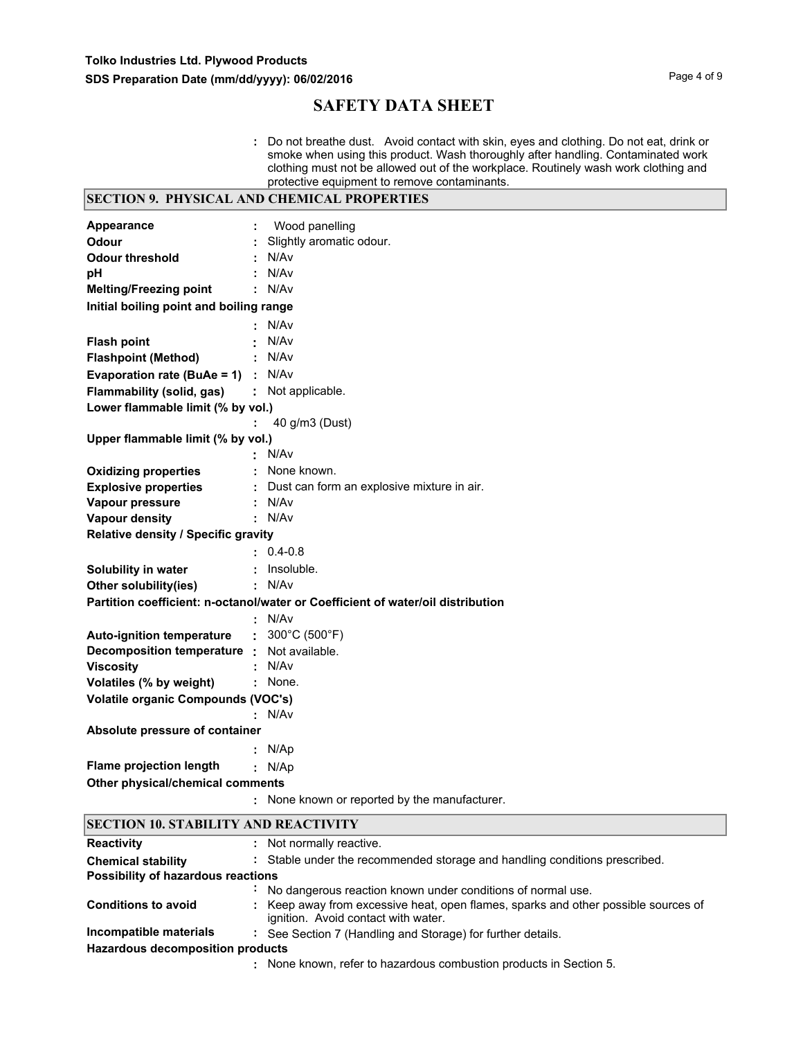: Do not breathe dust. Avoid contact with skin, eyes and clothing. Do not eat, drink or smoke when using this product. Wash thoroughly after handling. Contaminated work clothing must not be allowed out of the workplace. Routinely wash work clothing and protective equipment to remove contaminants.

## SECTION 9. PHYSICAL AND CHEMICAL PROPERTIES

**Appearance** : Wood panelling

**Odour** : Slightly aromatic odour.

**Odour threshold** : N/Av

**pH** : N/Av

**Melting/Freezing point** : N/Av

**Initial boiling point and boiling range**

: N/Av

**Flash point** : N/Av

**Flashpoint (Method)** : N/Av

**Evaporation rate (BuAe = 1)** : N/Av

**Flammability (solid, gas)** : Not applicable.

**Lower flammable limit (% by vol.)**

: 40 g/m3 (Dust)

**Upper flammable limit (% by vol.)**

: N/Av

**Oxidizing properties** : None known.

**Explosive properties** : Dust can form an explosive mixture in air.

**Vapour pressure** : N/Av

**Vapour density** : N/Av

**Relative density / Specific gravity**

: 0.4-0.8

**Solubility in water** : Insoluble.

**Other solubility(ies)** : N/Av

**Partition coefficient: n-octanol/water or Coefficient of water/oil distribution**

: N/Av

**Auto-ignition temperature** : 300°C (500°F)

**Decomposition temperature** : Not available.

**Viscosity** : N/Av

**Volatiles (% by weight)** : None.

**Volatile organic Compounds (VOC's)**

: N/Av

**Absolute pressure of container**

: N/Ap

**Flame projection length** : N/Ap

**Other physical/chemical comments**

: None known or reported by the manufacturer.

## SECTION 10. STABILITY AND REACTIVITY

**Reactivity** : Not normally reactive.

**Chemical stability** : Stable under the recommended storage and handling conditions prescribed.

**Possibility of hazardous reactions**

: No dangerous reaction known under conditions of normal use.

**Conditions to avoid** : Keep away from excessive heat, open flames, sparks and other possible sources of ignition. Avoid contact with water.

**Incompatible materials** : See Section 7 (Handling and Storage) for further details.

**Hazardous decomposition products**

: None known, refer to hazardous combustion products in Section 5.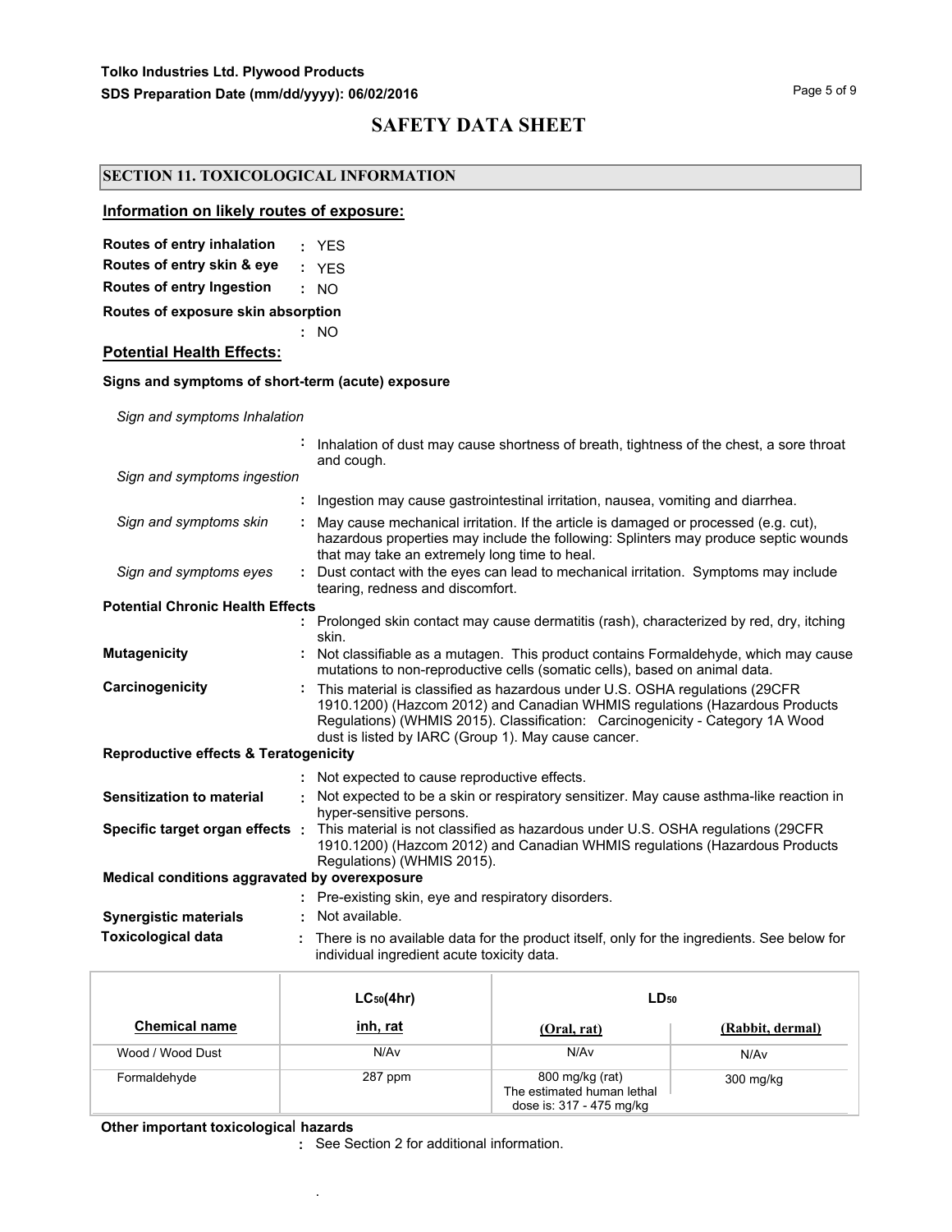# SAFETY DATA SHEET

## SECTION 11. TOXICOLOGICAL INFORMATION

### Information on likely routes of exposure:

**Routes of entry inhalation** : YES

**Routes of entry skin & eye** : YES

**Routes of entry Ingestion** : NO

**Routes of exposure skin absorption** : NO

### Potential Health Effects:

**Signs and symptoms of short-term (acute) exposure**

*Sign and symptoms Inhalation* : Inhalation of dust may cause shortness of breath, tightness of the chest, a sore throat and cough.

*Sign and symptoms ingestion* : Ingestion may cause gastrointestinal irritation, nausea, vomiting and diarrhea.

*Sign and symptoms skin* : May cause mechanical irritation. If the article is damaged or processed (e.g. cut), hazardous properties may include the following: Splinters may produce septic wounds that may take an extremely long time to heal.

*Sign and symptoms eyes* : Dust contact with the eyes can lead to mechanical irritation. Symptoms may include tearing, redness and discomfort.

**Potential Chronic Health Effects** : Prolonged skin contact may cause dermatitis (rash), characterized by red, dry, itching skin.

**Mutagenicity** : Not classifiable as a mutagen. This product contains Formaldehyde, which may cause mutations to non-reproductive cells (somatic cells), based on animal data.

**Carcinogenicity** : This material is classified as hazardous under U.S. OSHA regulations (29CFR 1910.1200) (Hazcom 2012) and Canadian WHMIS regulations (Hazardous Products Regulations) (WHMIS 2015). Classification: Carcinogenicity - Category 1A Wood dust is listed by IARC (Group 1). May cause cancer.

**Reproductive effects & Teratogenicity** : Not expected to cause reproductive effects.

**Sensitization to material** : Not expected to be a skin or respiratory sensitizer. May cause asthma-like reaction in hyper-sensitive persons.

**Specific target organ effects** : This material is not classified as hazardous under U.S. OSHA regulations (29CFR 1910.1200) (Hazcom 2012) and Canadian WHMIS regulations (Hazardous Products Regulations) (WHMIS 2015).

**Medical conditions aggravated by overexposure** : Pre-existing skin, eye and respiratory disorders.

**Synergistic materials** : Not available.

**Toxicological data** : There is no available data for the product itself, only for the ingredients. See below for individual ingredient acute toxicity data.

| | $LC_{50}$(4hr) | $LD_{50}$ | |
|---|---|---|---|
| **Chemical name** | **inh, rat** | **(Oral, rat)** | **(Rabbit, dermal)** |
| Wood / Wood Dust | N/Av | N/Av | N/Av |
| Formaldehyde | 287 ppm | 800 mg/kg (rat) The estimated human lethal dose is: 317 - 475 mg/kg | 300 mg/kg |

**Other important toxicological hazards** : See Section 2 for additional information.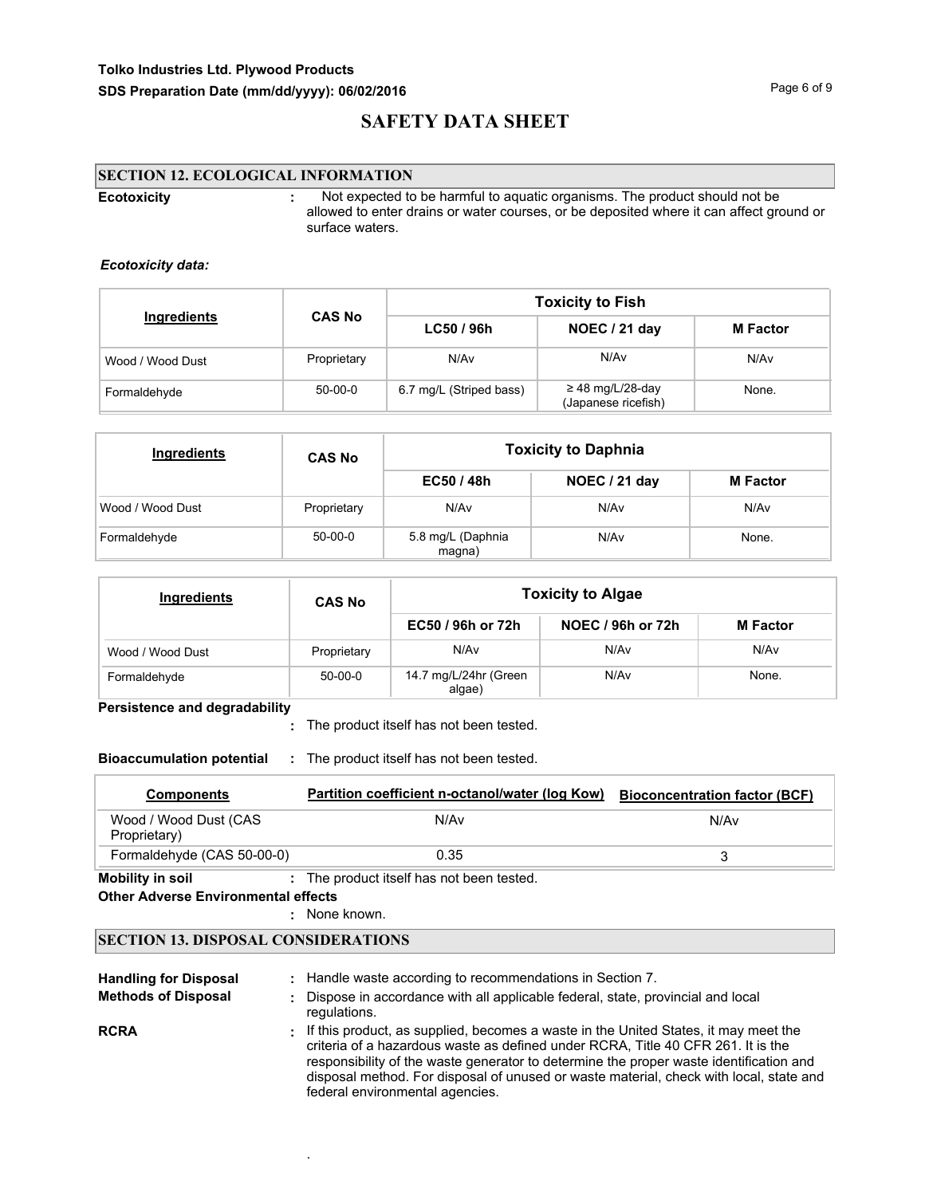## SECTION 12. ECOLOGICAL INFORMATION

**Ecotoxicity** : Not expected to be harmful to aquatic organisms. The product should not be allowed to enter drains or water courses, or be deposited where it can affect ground or surface waters.

***Ecotoxicity data:***

| Ingredients | CAS No | Toxicity to Fish | | |
|---|---|---|---|---|
| | | LC50 / 96h | NOEC / 21 day | M Factor |
| Wood / Wood Dust | Proprietary | N/Av | N/Av | N/Av |
| Formaldehyde | 50-00-0 | 6.7 mg/L (Striped bass) | ≥ 48 mg/L/28-day (Japanese ricefish) | None. |

| Ingredients | CAS No | Toxicity to Daphnia | | |
|---|---|---|---|---|
| | | EC50 / 48h | NOEC / 21 day | M Factor |
| Wood / Wood Dust | Proprietary | N/Av | N/Av | N/Av |
| Formaldehyde | 50-00-0 | 5.8 mg/L (Daphnia magna) | N/Av | None. |

| Ingredients | CAS No | Toxicity to Algae | | |
|---|---|---|---|---|
| | | EC50 / 96h or 72h | NOEC / 96h or 72h | M Factor |
| Wood / Wood Dust | Proprietary | N/Av | N/Av | N/Av |
| Formaldehyde | 50-00-0 | 14.7 mg/L/24hr (Green algae) | N/Av | None. |

**Persistence and degradability** : The product itself has not been tested.

**Bioaccumulation potential** : The product itself has not been tested.

| Components | Partition coefficient n-octanol/water (log Kow) | Bioconcentration factor (BCF) |
|---|---|---|
| Wood / Wood Dust (CAS Proprietary) | N/Av | N/Av |
| Formaldehyde (CAS 50-00-0) | 0.35 | 3 |

**Mobility in soil** : The product itself has not been tested.

**Other Adverse Environmental effects** : None known.

## SECTION 13. DISPOSAL CONSIDERATIONS

**Handling for Disposal** : Handle waste according to recommendations in Section 7.

**Methods of Disposal** : Dispose in accordance with all applicable federal, state, provincial and local regulations.

**RCRA** : If this product, as supplied, becomes a waste in the United States, it may meet the criteria of a hazardous waste as defined under RCRA, Title 40 CFR 261. It is the responsibility of the waste generator to determine the proper waste identification and disposal method. For disposal of unused or waste material, check with local, state and federal environmental agencies.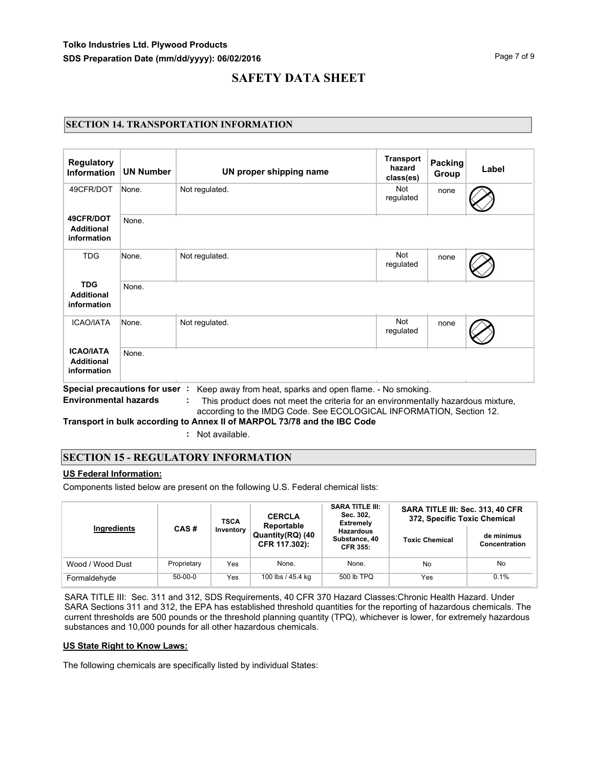**Tolko Industries Ltd. Plywood Products**
**SDS Preparation Date (mm/dd/yyyy): 06/02/2016**

# SAFETY DATA SHEET

## SECTION 14. TRANSPORTATION INFORMATION

| Regulatory Information | UN Number | UN proper shipping name | Transport hazard class(es) | Packing Group | Label |
|---|---|---|---|---|---|
| 49CFR/DOT | None. | Not regulated. | Not regulated | none | |
| **49CFR/DOT Additional information** | None. | | | | |
| TDG | None. | Not regulated. | Not regulated | none | |
| **TDG Additional information** | None. | | | | |
| ICAO/IATA | None. | Not regulated. | Not regulated | none | |
| **ICAO/IATA Additional information** | None. | | | | |

**Special precautions for user :** Keep away from heat, sparks and open flame. - No smoking.

**Environmental hazards :** This product does not meet the criteria for an environmentally hazardous mixture, according to the IMDG Code. See ECOLOGICAL INFORMATION, Section 12.

**Transport in bulk according to Annex II of MARPOL 73/78 and the IBC Code**

: Not available.

## SECTION 15 - REGULATORY INFORMATION

**US Federal Information:**

Components listed below are present on the following U.S. Federal chemical lists:

| Ingredients | CAS # | TSCA Inventory | CERCLA Reportable Quantity(RQ) (40 CFR 117.302): | SARA TITLE III: Sec. 302, Extremely Hazardous Substance, 40 CFR 355: | SARA TITLE III: Sec. 313, 40 CFR 372, Specific Toxic Chemical | |
|---|---|---|---|---|---|---|
| | | | | | Toxic Chemical | de minimus Concentration |
| Wood / Wood Dust | Proprietary | Yes | None. | None. | No | No |
| Formaldehyde | 50-00-0 | Yes | 100 lbs / 45.4 kg | 500 lb TPQ | Yes | 0.1% |

SARA TITLE III: Sec. 311 and 312, SDS Requirements, 40 CFR 370 Hazard Classes:Chronic Health Hazard. Under SARA Sections 311 and 312, the EPA has established threshold quantities for the reporting of hazardous chemicals. The current thresholds are 500 pounds or the threshold planning quantity (TPQ), whichever is lower, for extremely hazardous substances and 10,000 pounds for all other hazardous chemicals.

**US State Right to Know Laws:**

The following chemicals are specifically listed by individual States: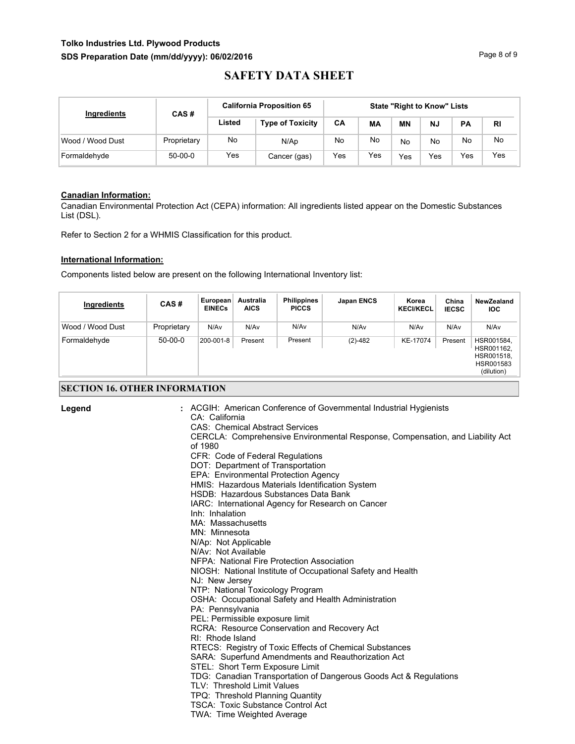# SAFETY DATA SHEET

| Ingredients | CAS # | California Proposition 65 | | State "Right to Know" Lists | | | | | |
|---|---|---|---|---|---|---|---|---|---|
| | | Listed | Type of Toxicity | CA | MA | MN | NJ | PA | RI |
| Wood / Wood Dust | Proprietary | No | N/Ap | No | No | No | No | No | No |
| Formaldehyde | 50-00-0 | Yes | Cancer (gas) | Yes | Yes | Yes | Yes | Yes | Yes |

**Canadian Information:**

Canadian Environmental Protection Act (CEPA) information: All ingredients listed appear on the Domestic Substances List (DSL).

Refer to Section 2 for a WHMIS Classification for this product.

**International Information:**

Components listed below are present on the following International Inventory list:

| Ingredients | CAS # | European EINECs | Australia AICS | Philippines PICCS | Japan ENCS | Korea KECI/KECL | China IECSC | NewZealand IOC |
|---|---|---|---|---|---|---|---|---|
| Wood / Wood Dust | Proprietary | N/Av | N/Av | N/Av | N/Av | N/Av | N/Av | N/Av |
| Formaldehyde | 50-00-0 | 200-001-8 | Present | Present | (2)-482 | KE-17074 | Present | HSR001584, HSR001162, HSR001518, HSR001583 (dilution) |

## SECTION 16. OTHER INFORMATION

**Legend** :

ACGIH: American Conference of Governmental Industrial Hygienists
CA: California
CAS: Chemical Abstract Services
CERCLA: Comprehensive Environmental Response, Compensation, and Liability Act of 1980
CFR: Code of Federal Regulations
DOT: Department of Transportation
EPA: Environmental Protection Agency
HMIS: Hazardous Materials Identification System
HSDB: Hazardous Substances Data Bank
IARC: International Agency for Research on Cancer
Inh: Inhalation
MA: Massachusetts
MN: Minnesota
N/Ap: Not Applicable
N/Av: Not Available
NFPA: National Fire Protection Association
NIOSH: National Institute of Occupational Safety and Health
NJ: New Jersey
NTP: National Toxicology Program
OSHA: Occupational Safety and Health Administration
PA: Pennsylvania
PEL: Permissible exposure limit
RCRA: Resource Conservation and Recovery Act
RI: Rhode Island
RTECS: Registry of Toxic Effects of Chemical Substances
SARA: Superfund Amendments and Reauthorization Act
STEL: Short Term Exposure Limit
TDG: Canadian Transportation of Dangerous Goods Act & Regulations
TLV: Threshold Limit Values
TPQ: Threshold Planning Quantity
TSCA: Toxic Substance Control Act
TWA: Time Weighted Average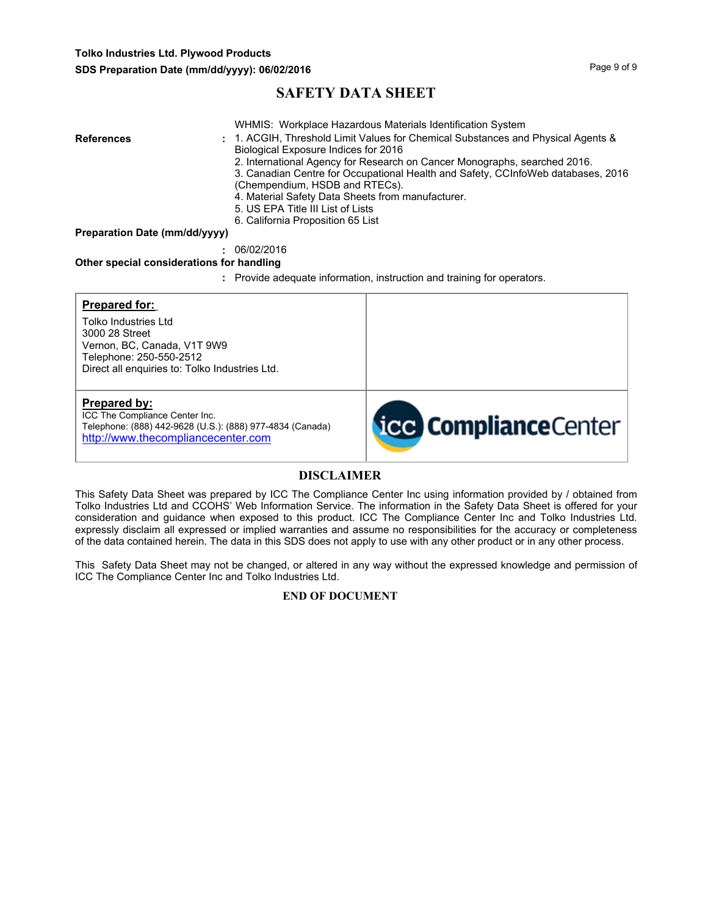# SAFETY DATA SHEET

WHMIS: Workplace Hazardous Materials Identification System

**References** : 1. ACGIH, Threshold Limit Values for Chemical Substances and Physical Agents & Biological Exposure Indices for 2016
2. International Agency for Research on Cancer Monographs, searched 2016.
3. Canadian Centre for Occupational Health and Safety, CCInfoWeb databases, 2016 (Chempendium, HSDB and RTECs).
4. Material Safety Data Sheets from manufacturer.
5. US EPA Title III List of Lists
6. California Proposition 65 List

**Preparation Date (mm/dd/yyyy)**

: 06/02/2016

**Other special considerations for handling**

: Provide adequate information, instruction and training for operators.

| | |
|---|---|
| **Prepared for:**<br>Tolko Industries Ltd<br>3000 28 Street<br>Vernon, BC, Canada, V1T 9W9<br>Telephone: 250-550-2512<br>Direct all enquiries to: Tolko Industries Ltd. | |
| **Prepared by:**<br>ICC The Compliance Center Inc.<br>Telephone: (888) 442-9628 (U.S.): (888) 977-4834 (Canada)<br>http://www.thecompliancecenter.com | icc ComplianceCenter |

## DISCLAIMER

This Safety Data Sheet was prepared by ICC The Compliance Center Inc using information provided by / obtained from Tolko Industries Ltd and CCOHS' Web Information Service. The information in the Safety Data Sheet is offered for your consideration and guidance when exposed to this product. ICC The Compliance Center Inc and Tolko Industries Ltd. expressly disclaim all expressed or implied warranties and assume no responsibilities for the accuracy or completeness of the data contained herein. The data in this SDS does not apply to use with any other product or in any other process.

This Safety Data Sheet may not be changed, or altered in any way without the expressed knowledge and permission of ICC The Compliance Center Inc and Tolko Industries Ltd.

**END OF DOCUMENT**